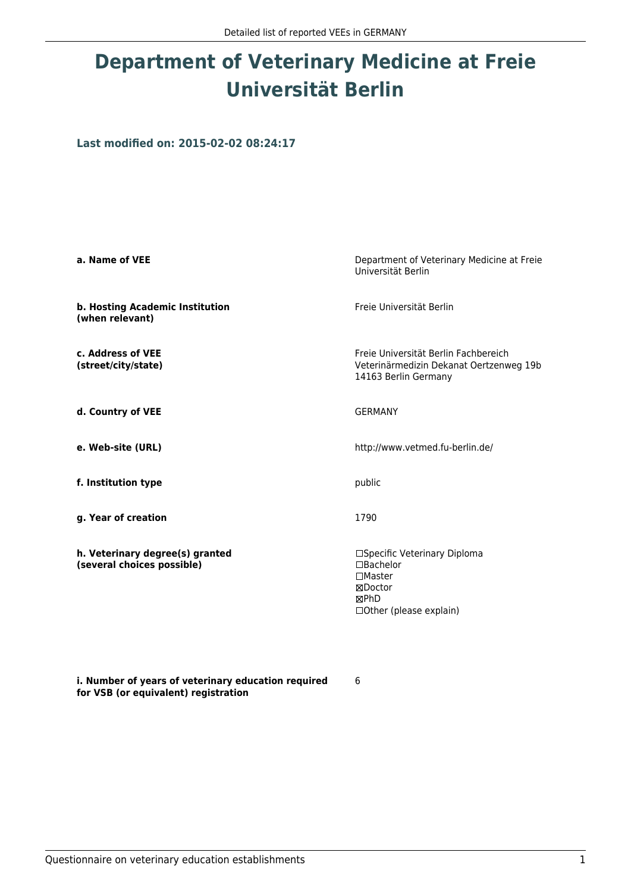# Department of Veterinary Medicine at Freie Universität Berlin

### Last modified on: 2015-02-02 08:24:17

**a. Name of VEE**

Department of Veterinary Medicine at Freie Universität Berlin

**b. Hosting Academic Institution (when relevant)**

Freie Universität Berlin

**c. Address of VEE (street/city/state)**

Freie Universität Berlin Fachbereich Veterinärmedizin Dekanat Oertzenweg 19b 14163 Berlin Germany

**d. Country of VEE**

GERMANY

**e. Web-site (URL)**

http://www.vetmed.fu-berlin.de/

**f. Institution type**

public

**g. Year of creation**

1790

**h. Veterinary degree(s) granted (several choices possible)**

☐Specific Veterinary Diploma
☐Bachelor
☐Master
☒Doctor
☒PhD
☐Other (please explain)

**i. Number of years of veterinary education required for VSB (or equivalent) registration**

6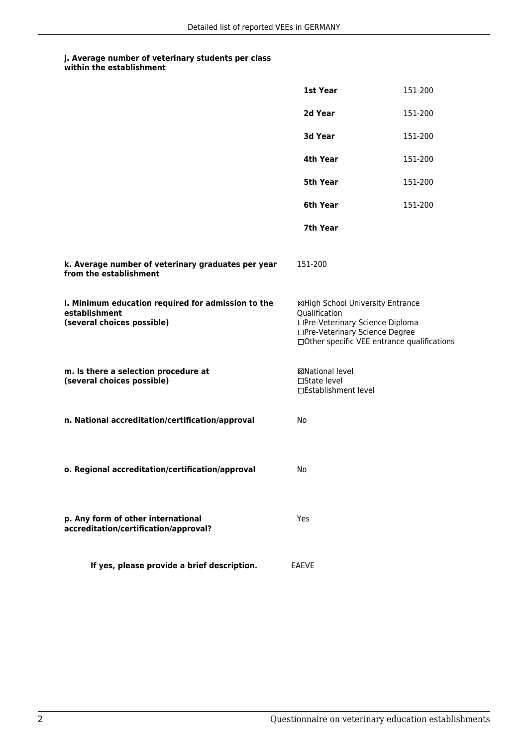**j. Average number of veterinary students per class within the establishment**

| | |
|---|---|
| **1st Year** | 151-200 |
| **2d Year** | 151-200 |
| **3d Year** | 151-200 |
| **4th Year** | 151-200 |
| **5th Year** | 151-200 |
| **6th Year** | 151-200 |
| **7th Year** | |

**k. Average number of veterinary graduates per year from the establishment**

151-200

**l. Minimum education required for admission to the establishment (several choices possible)**

☒High School University Entrance Qualification
☐Pre-Veterinary Science Diploma
☐Pre-Veterinary Science Degree
☐Other specific VEE entrance qualifications

**m. Is there a selection procedure at (several choices possible)**

☒National level
☐State level
☐Establishment level

**n. National accreditation/certification/approval**

No

**o. Regional accreditation/certification/approval**

No

**p. Any form of other international accreditation/certification/approval?**

Yes

**If yes, please provide a brief description.**

EAEVE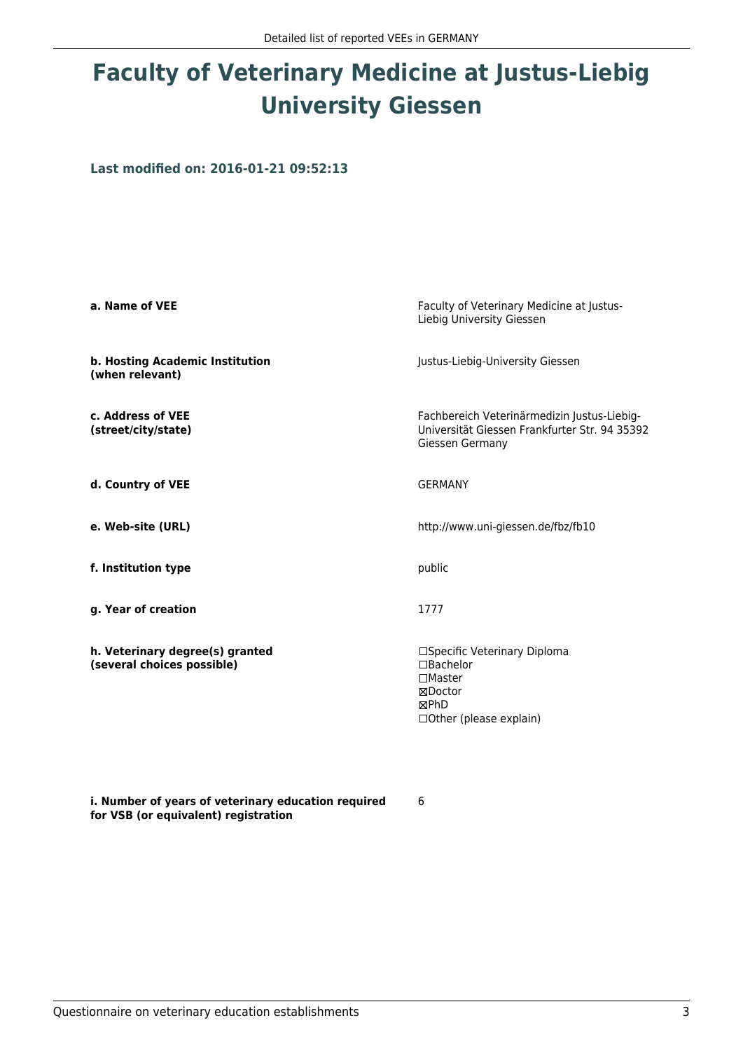# Faculty of Veterinary Medicine at Justus-Liebig University Giessen

**Last modified on: 2016-01-21 09:52:13**

**a. Name of VEE**

Faculty of Veterinary Medicine at Justus-Liebig University Giessen

**b. Hosting Academic Institution (when relevant)**

Justus-Liebig-University Giessen

**c. Address of VEE (street/city/state)**

Fachbereich Veterinärmedizin Justus-Liebig-Universität Giessen Frankfurter Str. 94 35392 Giessen Germany

**d. Country of VEE**

GERMANY

**e. Web-site (URL)**

http://www.uni-giessen.de/fbz/fb10

**f. Institution type**

public

**g. Year of creation**

1777

**h. Veterinary degree(s) granted (several choices possible)**

☐Specific Veterinary Diploma
☐Bachelor
☐Master
☒Doctor
☒PhD
☐Other (please explain)

**i. Number of years of veterinary education required for VSB (or equivalent) registration**

6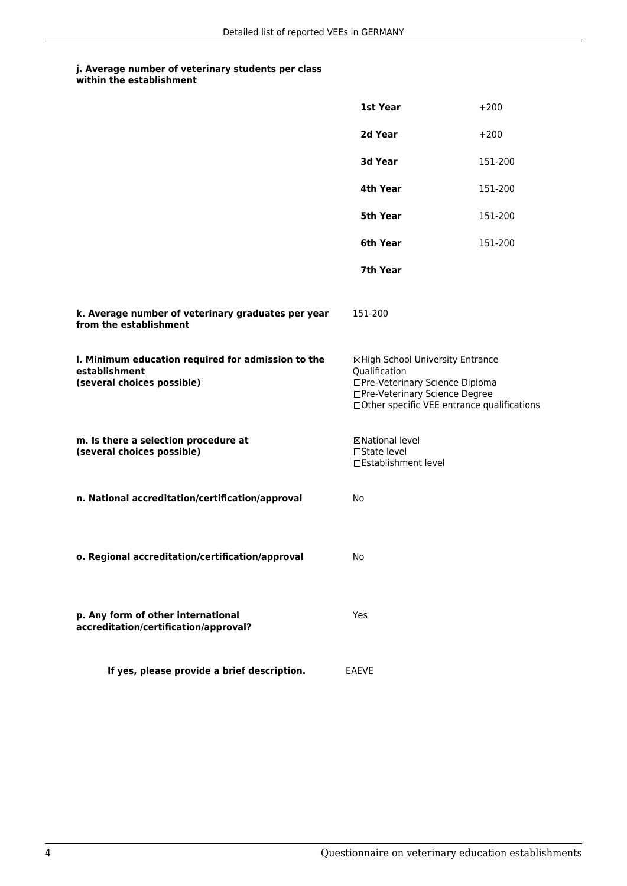**j. Average number of veterinary students per class within the establishment**

| | |
|---|---|
| **1st Year** | +200 |
| **2d Year** | +200 |
| **3d Year** | 151-200 |
| **4th Year** | 151-200 |
| **5th Year** | 151-200 |
| **6th Year** | 151-200 |
| **7th Year** | |

**k. Average number of veterinary graduates per year from the establishment**

151-200

**l. Minimum education required for admission to the establishment (several choices possible)**

☒High School University Entrance Qualification
☐Pre-Veterinary Science Diploma
☐Pre-Veterinary Science Degree
☐Other specific VEE entrance qualifications

**m. Is there a selection procedure at (several choices possible)**

☒National level
☐State level
☐Establishment level

**n. National accreditation/certification/approval**

No

**o. Regional accreditation/certification/approval**

No

**p. Any form of other international accreditation/certification/approval?**

Yes

**If yes, please provide a brief description.**

EAEVE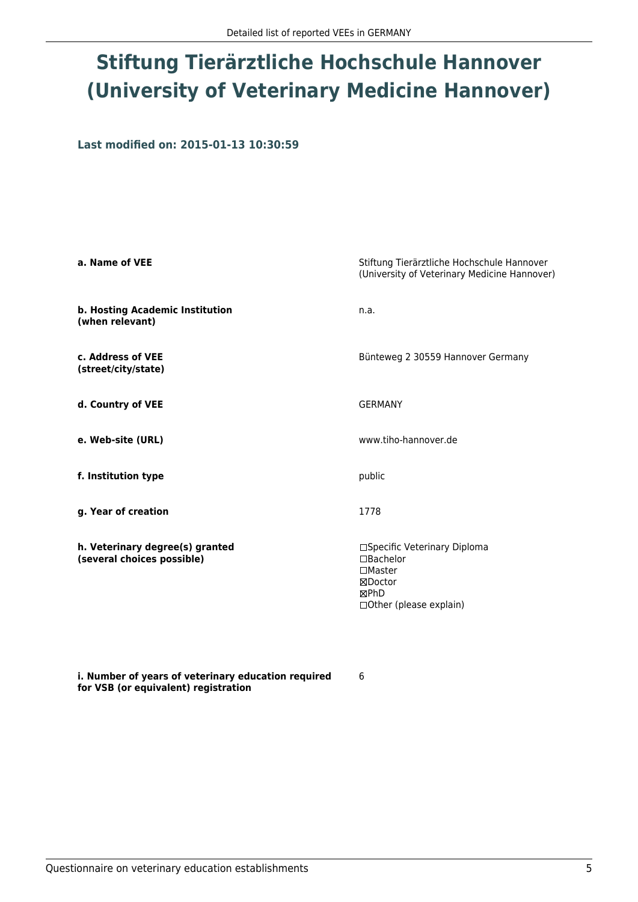# Stiftung Tierärztliche Hochschule Hannover (University of Veterinary Medicine Hannover)

**Last modified on: 2015-01-13 10:30:59**

| | |
|---|---|
| **a. Name of VEE** | Stiftung Tierärztliche Hochschule Hannover (University of Veterinary Medicine Hannover) |
| **b. Hosting Academic Institution (when relevant)** | n.a. |
| **c. Address of VEE (street/city/state)** | Bünteweg 2 30559 Hannover Germany |
| **d. Country of VEE** | GERMANY |
| **e. Web-site (URL)** | www.tiho-hannover.de |
| **f. Institution type** | public |
| **g. Year of creation** | 1778 |
| **h. Veterinary degree(s) granted (several choices possible)** | ☐Specific Veterinary Diploma<br>☐Bachelor<br>☐Master<br>☒Doctor<br>☒PhD<br>☐Other (please explain) |
| **i. Number of years of veterinary education required for VSB (or equivalent) registration** | 6 |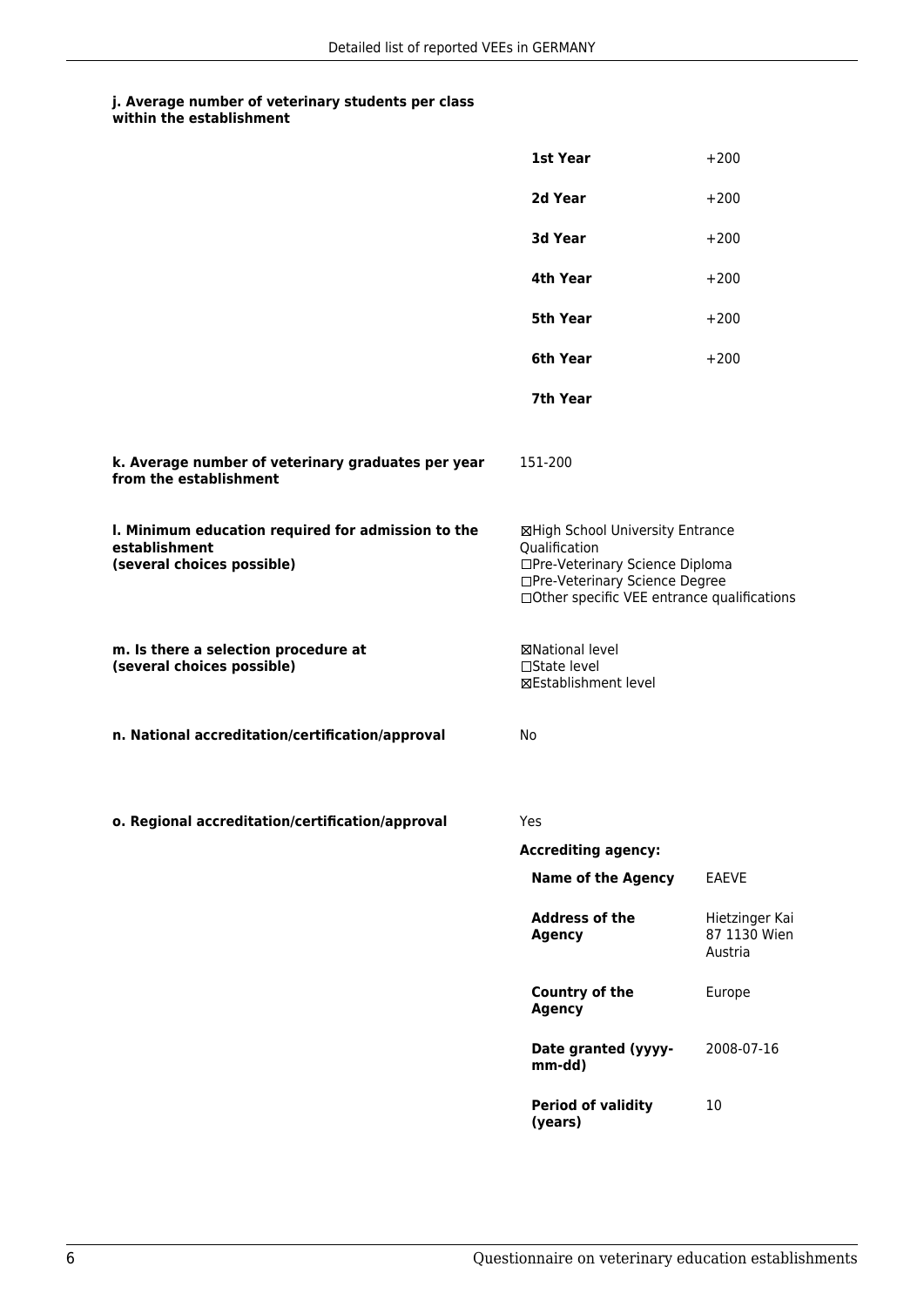#### j. Average number of veterinary students per class within the establishment

| | |
|---|---|
| **1st Year** | +200 |
| **2d Year** | +200 |
| **3d Year** | +200 |
| **4th Year** | +200 |
| **5th Year** | +200 |
| **6th Year** | +200 |
| **7th Year** | |

**k. Average number of veterinary graduates per year from the establishment**

151-200

**l. Minimum education required for admission to the establishment (several choices possible)**

☒High School University Entrance Qualification
☐Pre-Veterinary Science Diploma
☐Pre-Veterinary Science Degree
☐Other specific VEE entrance qualifications

**m. Is there a selection procedure at (several choices possible)**

☒National level
☐State level
☒Establishment level

**n. National accreditation/certification/approval**

No

**o. Regional accreditation/certification/approval**

Yes

**Accrediting agency:**

| | |
|---|---|
| **Name of the Agency** | EAEVE |
| **Address of the Agency** | Hietzinger Kai 87 1130 Wien Austria |
| **Country of the Agency** | Europe |
| **Date granted (yyyy-mm-dd)** | 2008-07-16 |
| **Period of validity (years)** | 10 |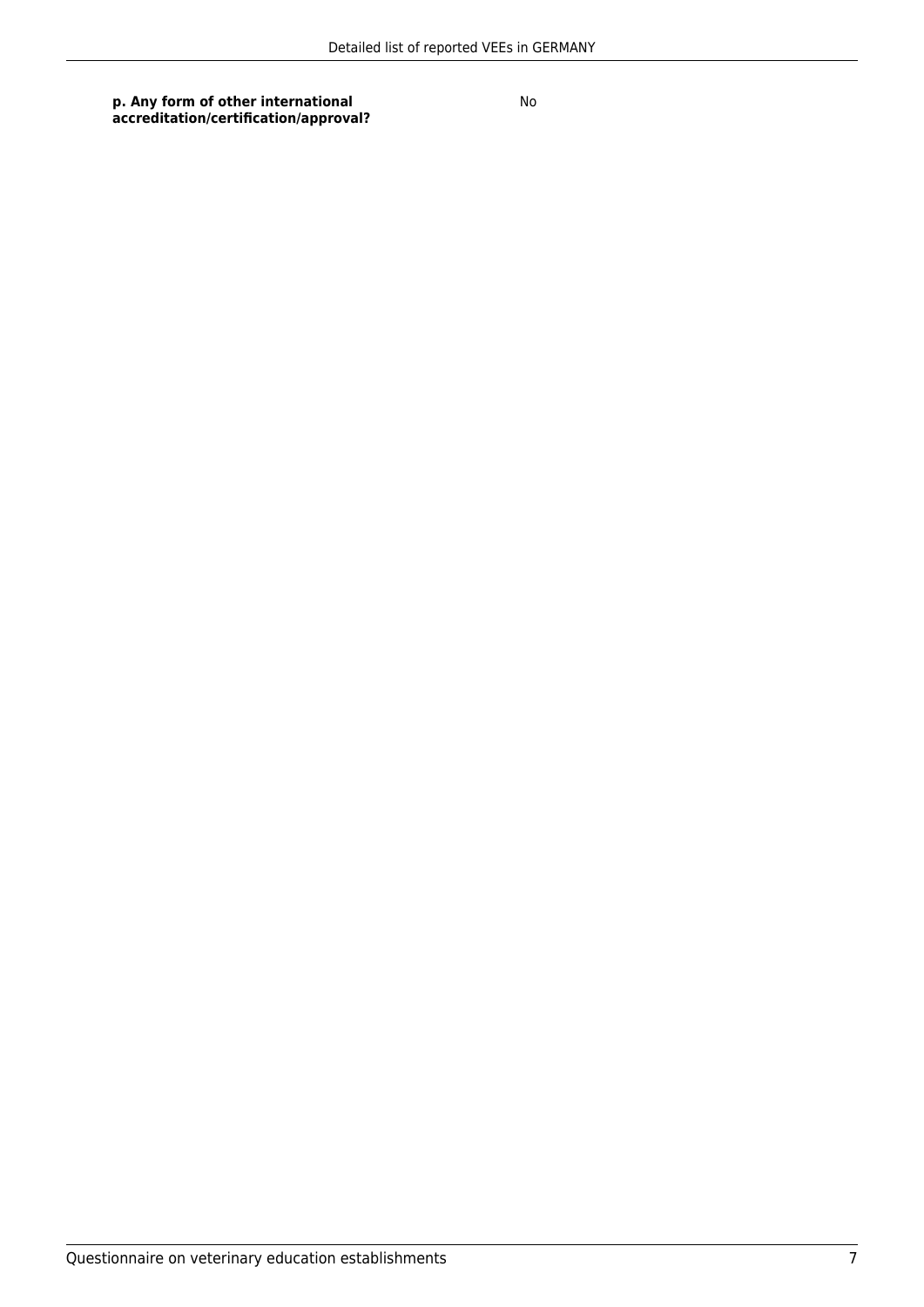| **p. Any form of other international accreditation/certification/approval?** | No |
| --- | --- |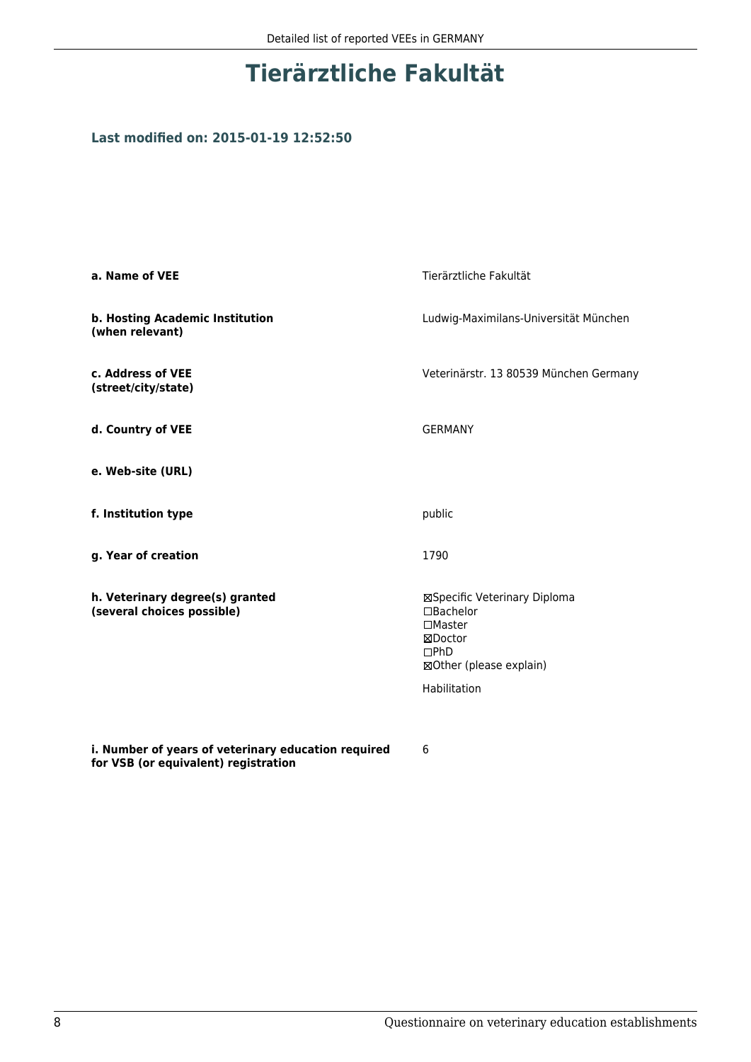# Tierärztliche Fakultät

**Last modified on: 2015-01-19 12:52:50**

| | |
|---|---|
| **a. Name of VEE** | Tierärztliche Fakultät |
| **b. Hosting Academic Institution (when relevant)** | Ludwig-Maximilans-Universität München |
| **c. Address of VEE (street/city/state)** | Veterinärstr. 13 80539 München Germany |
| **d. Country of VEE** | GERMANY |
| **e. Web-site (URL)** | |
| **f. Institution type** | public |
| **g. Year of creation** | 1790 |
| **h. Veterinary degree(s) granted (several choices possible)** | ☒Specific Veterinary Diploma<br>☐Bachelor<br>☐Master<br>☒Doctor<br>☐PhD<br>☒Other (please explain)<br><br>Habilitation |
| **i. Number of years of veterinary education required for VSB (or equivalent) registration** | 6 |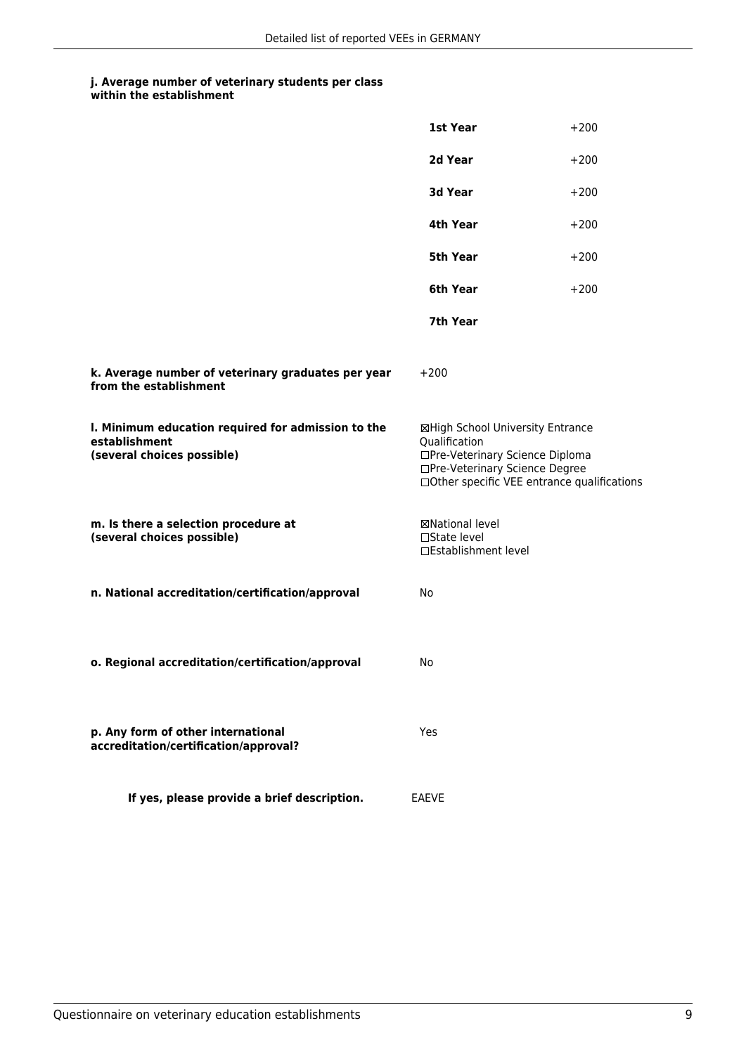**j. Average number of veterinary students per class within the establishment**

| | | |
|---|---|---|
| | **1st Year** | +200 |
| | **2d Year** | +200 |
| | **3d Year** | +200 |
| | **4th Year** | +200 |
| | **5th Year** | +200 |
| | **6th Year** | +200 |
| | **7th Year** | |

**k. Average number of veterinary graduates per year from the establishment**

+200

**l. Minimum education required for admission to the establishment (several choices possible)**

☒High School University Entrance Qualification
☐Pre-Veterinary Science Diploma
☐Pre-Veterinary Science Degree
☐Other specific VEE entrance qualifications

**m. Is there a selection procedure at (several choices possible)**

☒National level
☐State level
☐Establishment level

**n. National accreditation/certification/approval**

No

**o. Regional accreditation/certification/approval**

No

**p. Any form of other international accreditation/certification/approval?**

Yes

**If yes, please provide a brief description.**

EAEVE